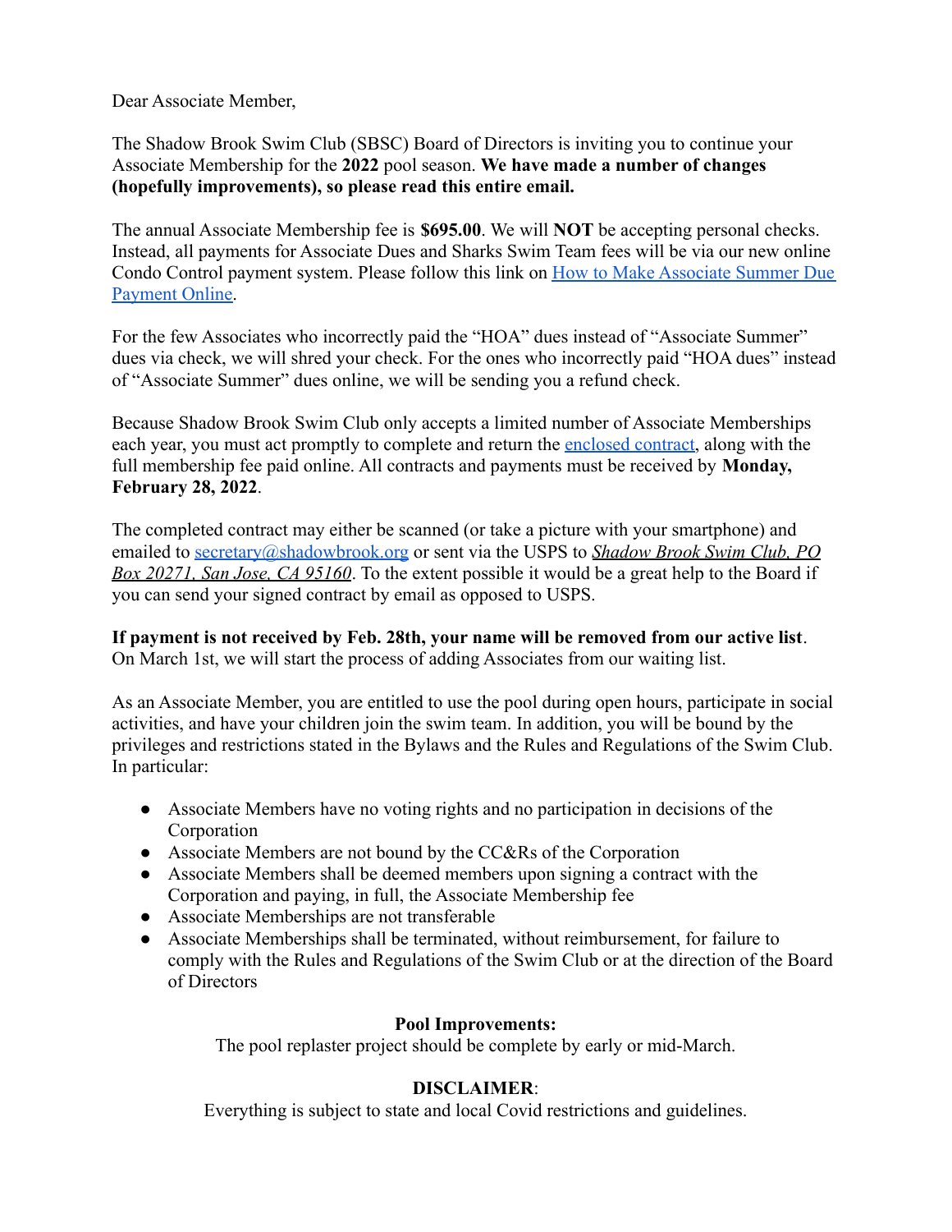Dear Associate Member,

The Shadow Brook Swim Club (SBSC) Board of Directors is inviting you to continue your Associate Membership for the **2022** pool season. **We have made a number of changes (hopefully improvements), so please read this entire email.**

The annual Associate Membership fee is **$695.00**. We will **NOT** be accepting personal checks. Instead, all payments for Associate Dues and Sharks Swim Team fees will be via our new online Condo Control payment system. Please follow this link on [How to Make Associate Summer Due Payment Online](#).

For the few Associates who incorrectly paid the "HOA" dues instead of "Associate Summer" dues via check, we will shred your check. For the ones who incorrectly paid "HOA dues" instead of "Associate Summer" dues online, we will be sending you a refund check.

Because Shadow Brook Swim Club only accepts a limited number of Associate Memberships each year, you must act promptly to complete and return the [enclosed contract](#), along with the full membership fee paid online. All contracts and payments must be received by **Monday, February 28, 2022**.

The completed contract may either be scanned (or take a picture with your smartphone) and emailed to [secretary@shadowbrook.org](mailto:secretary@shadowbrook.org) or sent via the USPS to *Shadow Brook Swim Club, PO Box 20271, San Jose, CA 95160*. To the extent possible it would be a great help to the Board if you can send your signed contract by email as opposed to USPS.

**If payment is not received by Feb. 28th, your name will be removed from our active list**. On March 1st, we will start the process of adding Associates from our waiting list.

As an Associate Member, you are entitled to use the pool during open hours, participate in social activities, and have your children join the swim team. In addition, you will be bound by the privileges and restrictions stated in the Bylaws and the Rules and Regulations of the Swim Club. In particular:

- Associate Members have no voting rights and no participation in decisions of the Corporation
- Associate Members are not bound by the CC&Rs of the Corporation
- Associate Members shall be deemed members upon signing a contract with the Corporation and paying, in full, the Associate Membership fee
- Associate Memberships are not transferable
- Associate Memberships shall be terminated, without reimbursement, for failure to comply with the Rules and Regulations of the Swim Club or at the direction of the Board of Directors

**Pool Improvements:**

The pool replaster project should be complete by early or mid-March.

**DISCLAIMER**:

Everything is subject to state and local Covid restrictions and guidelines.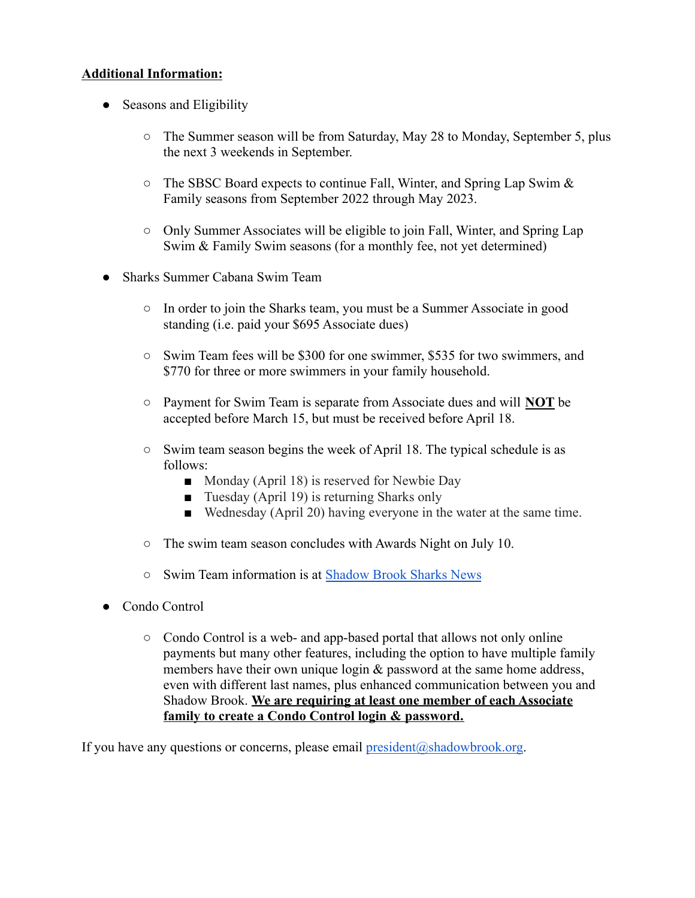**Additional Information:**

- Seasons and Eligibility
  - The Summer season will be from Saturday, May 28 to Monday, September 5, plus the next 3 weekends in September.
  - The SBSC Board expects to continue Fall, Winter, and Spring Lap Swim & Family seasons from September 2022 through May 2023.
  - Only Summer Associates will be eligible to join Fall, Winter, and Spring Lap Swim & Family Swim seasons (for a monthly fee, not yet determined)
- Sharks Summer Cabana Swim Team
  - In order to join the Sharks team, you must be a Summer Associate in good standing (i.e. paid your $695 Associate dues)
  - Swim Team fees will be $300 for one swimmer, $535 for two swimmers, and $770 for three or more swimmers in your family household.
  - Payment for Swim Team is separate from Associate dues and will **NOT** be accepted before March 15, but must be received before April 18.
  - Swim team season begins the week of April 18. The typical schedule is as follows:
    - Monday (April 18) is reserved for Newbie Day
    - Tuesday (April 19) is returning Sharks only
    - Wednesday (April 20) having everyone in the water at the same time.
  - The swim team season concludes with Awards Night on July 10.
  - Swim Team information is at [Shadow Brook Sharks News]
- Condo Control
  - Condo Control is a web- and app-based portal that allows not only online payments but many other features, including the option to have multiple family members have their own unique login & password at the same home address, even with different last names, plus enhanced communication between you and Shadow Brook. **We are requiring at least one member of each Associate family to create a Condo Control login & password.**

If you have any questions or concerns, please email president@shadowbrook.org.